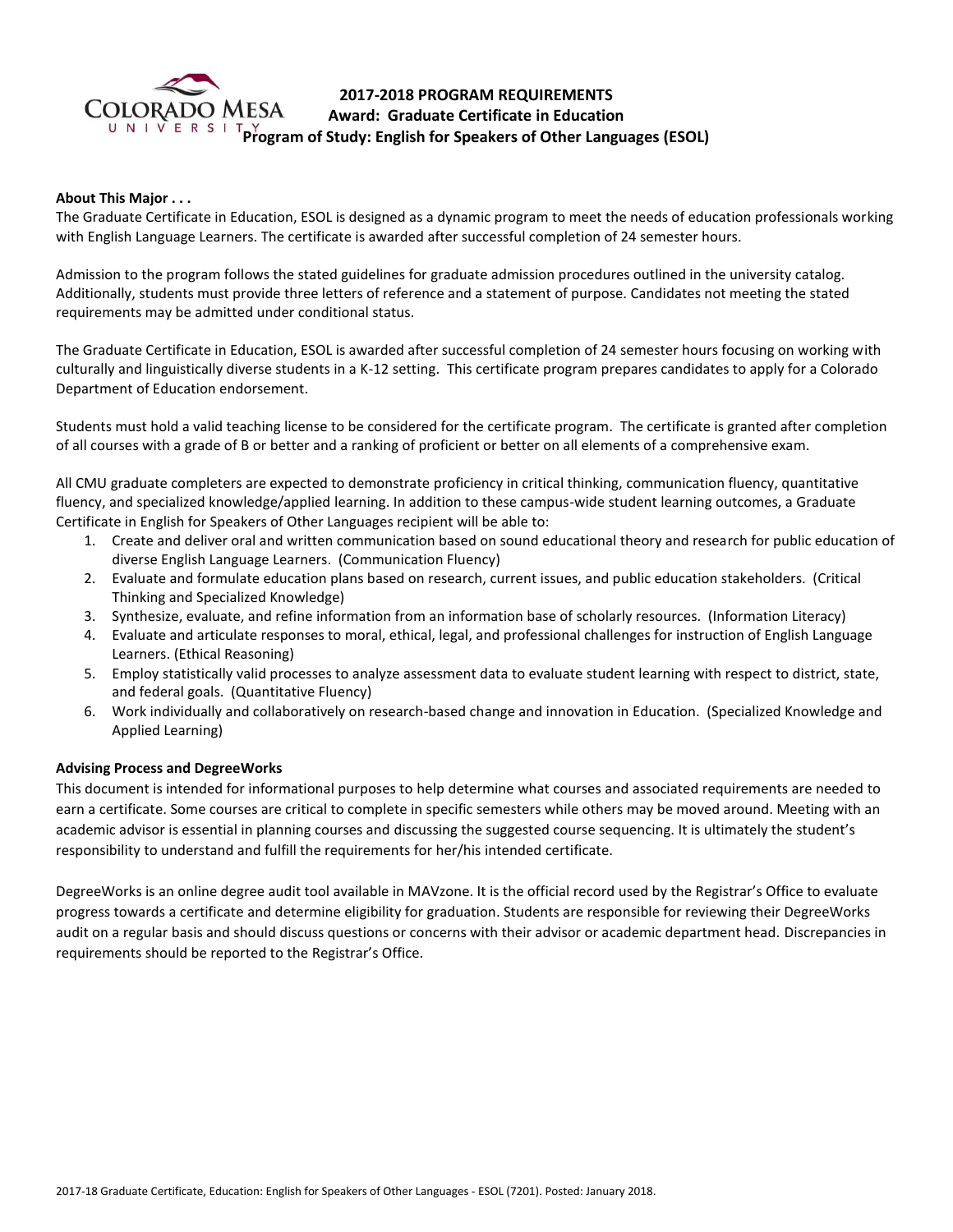# 2017-2018 PROGRAM REQUIREMENTS
## Award: Graduate Certificate in Education
## Program of Study: English for Speakers of Other Languages (ESOL)

**About This Major . . .**

The Graduate Certificate in Education, ESOL is designed as a dynamic program to meet the needs of education professionals working with English Language Learners. The certificate is awarded after successful completion of 24 semester hours.

Admission to the program follows the stated guidelines for graduate admission procedures outlined in the university catalog. Additionally, students must provide three letters of reference and a statement of purpose. Candidates not meeting the stated requirements may be admitted under conditional status.

The Graduate Certificate in Education, ESOL is awarded after successful completion of 24 semester hours focusing on working with culturally and linguistically diverse students in a K-12 setting. This certificate program prepares candidates to apply for a Colorado Department of Education endorsement.

Students must hold a valid teaching license to be considered for the certificate program. The certificate is granted after completion of all courses with a grade of B or better and a ranking of proficient or better on all elements of a comprehensive exam.

All CMU graduate completers are expected to demonstrate proficiency in critical thinking, communication fluency, quantitative fluency, and specialized knowledge/applied learning. In addition to these campus-wide student learning outcomes, a Graduate Certificate in English for Speakers of Other Languages recipient will be able to:

1. Create and deliver oral and written communication based on sound educational theory and research for public education of diverse English Language Learners. (Communication Fluency)
2. Evaluate and formulate education plans based on research, current issues, and public education stakeholders. (Critical Thinking and Specialized Knowledge)
3. Synthesize, evaluate, and refine information from an information base of scholarly resources. (Information Literacy)
4. Evaluate and articulate responses to moral, ethical, legal, and professional challenges for instruction of English Language Learners. (Ethical Reasoning)
5. Employ statistically valid processes to analyze assessment data to evaluate student learning with respect to district, state, and federal goals. (Quantitative Fluency)
6. Work individually and collaboratively on research-based change and innovation in Education. (Specialized Knowledge and Applied Learning)

**Advising Process and DegreeWorks**

This document is intended for informational purposes to help determine what courses and associated requirements are needed to earn a certificate. Some courses are critical to complete in specific semesters while others may be moved around. Meeting with an academic advisor is essential in planning courses and discussing the suggested course sequencing. It is ultimately the student's responsibility to understand and fulfill the requirements for her/his intended certificate.

DegreeWorks is an online degree audit tool available in MAVzone. It is the official record used by the Registrar's Office to evaluate progress towards a certificate and determine eligibility for graduation. Students are responsible for reviewing their DegreeWorks audit on a regular basis and should discuss questions or concerns with their advisor or academic department head. Discrepancies in requirements should be reported to the Registrar's Office.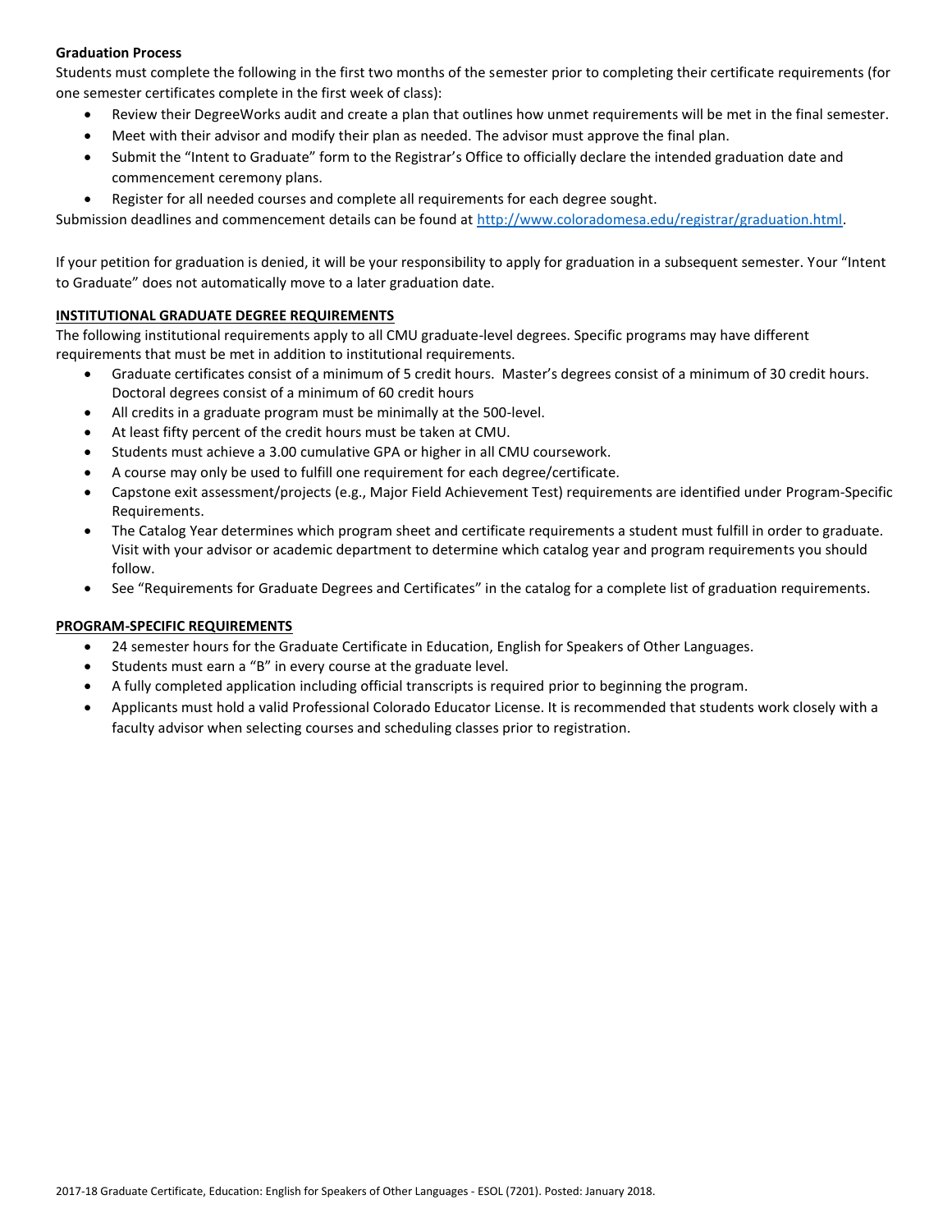**Graduation Process**

Students must complete the following in the first two months of the semester prior to completing their certificate requirements (for one semester certificates complete in the first week of class):

- Review their DegreeWorks audit and create a plan that outlines how unmet requirements will be met in the final semester.
- Meet with their advisor and modify their plan as needed. The advisor must approve the final plan.
- Submit the "Intent to Graduate" form to the Registrar's Office to officially declare the intended graduation date and commencement ceremony plans.
- Register for all needed courses and complete all requirements for each degree sought.

Submission deadlines and commencement details can be found at http://www.coloradomesa.edu/registrar/graduation.html.

If your petition for graduation is denied, it will be your responsibility to apply for graduation in a subsequent semester. Your "Intent to Graduate" does not automatically move to a later graduation date.

## INSTITUTIONAL GRADUATE DEGREE REQUIREMENTS

The following institutional requirements apply to all CMU graduate-level degrees. Specific programs may have different requirements that must be met in addition to institutional requirements.

- Graduate certificates consist of a minimum of 5 credit hours. Master's degrees consist of a minimum of 30 credit hours. Doctoral degrees consist of a minimum of 60 credit hours
- All credits in a graduate program must be minimally at the 500-level.
- At least fifty percent of the credit hours must be taken at CMU.
- Students must achieve a 3.00 cumulative GPA or higher in all CMU coursework.
- A course may only be used to fulfill one requirement for each degree/certificate.
- Capstone exit assessment/projects (e.g., Major Field Achievement Test) requirements are identified under Program-Specific Requirements.
- The Catalog Year determines which program sheet and certificate requirements a student must fulfill in order to graduate. Visit with your advisor or academic department to determine which catalog year and program requirements you should follow.
- See "Requirements for Graduate Degrees and Certificates" in the catalog for a complete list of graduation requirements.

## PROGRAM-SPECIFIC REQUIREMENTS

- 24 semester hours for the Graduate Certificate in Education, English for Speakers of Other Languages.
- Students must earn a "B" in every course at the graduate level.
- A fully completed application including official transcripts is required prior to beginning the program.
- Applicants must hold a valid Professional Colorado Educator License. It is recommended that students work closely with a faculty advisor when selecting courses and scheduling classes prior to registration.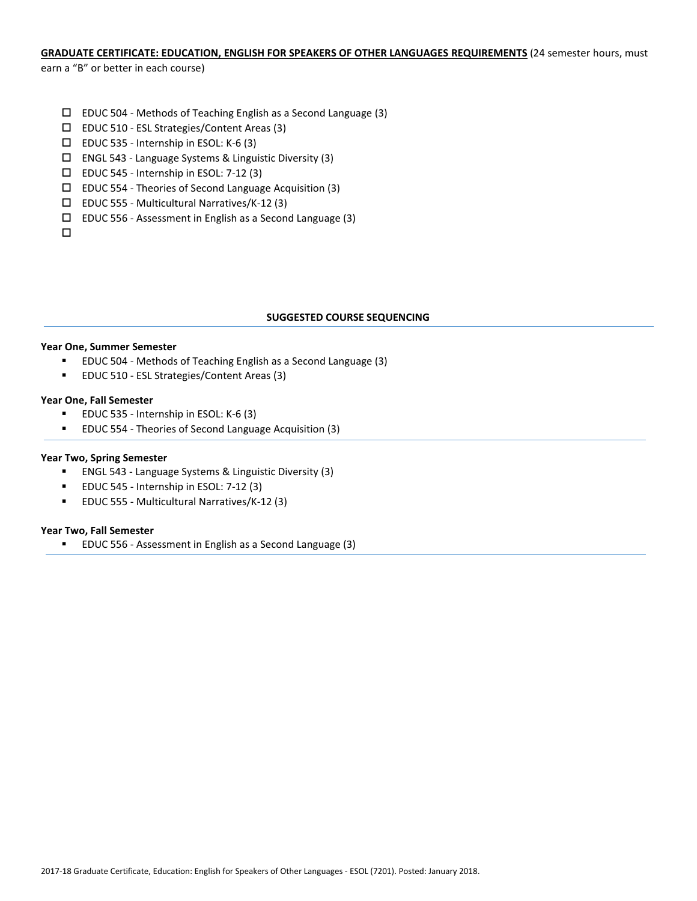**GRADUATE CERTIFICATE: EDUCATION, ENGLISH FOR SPEAKERS OF OTHER LANGUAGES REQUIREMENTS** (24 semester hours, must earn a "B" or better in each course)

- ☐ EDUC 504 - Methods of Teaching English as a Second Language (3)
- ☐ EDUC 510 - ESL Strategies/Content Areas (3)
- ☐ EDUC 535 - Internship in ESOL: K-6 (3)
- ☐ ENGL 543 - Language Systems & Linguistic Diversity (3)
- ☐ EDUC 545 - Internship in ESOL: 7-12 (3)
- ☐ EDUC 554 - Theories of Second Language Acquisition (3)
- ☐ EDUC 555 - Multicultural Narratives/K-12 (3)
- ☐ EDUC 556 - Assessment in English as a Second Language (3)
- ☐

## SUGGESTED COURSE SEQUENCING

**Year One, Summer Semester**

- EDUC 504 - Methods of Teaching English as a Second Language (3)
- EDUC 510 - ESL Strategies/Content Areas (3)

**Year One, Fall Semester**

- EDUC 535 - Internship in ESOL: K-6 (3)
- EDUC 554 - Theories of Second Language Acquisition (3)

**Year Two, Spring Semester**

- ENGL 543 - Language Systems & Linguistic Diversity (3)
- EDUC 545 - Internship in ESOL: 7-12 (3)
- EDUC 555 - Multicultural Narratives/K-12 (3)

**Year Two, Fall Semester**

- EDUC 556 - Assessment in English as a Second Language (3)